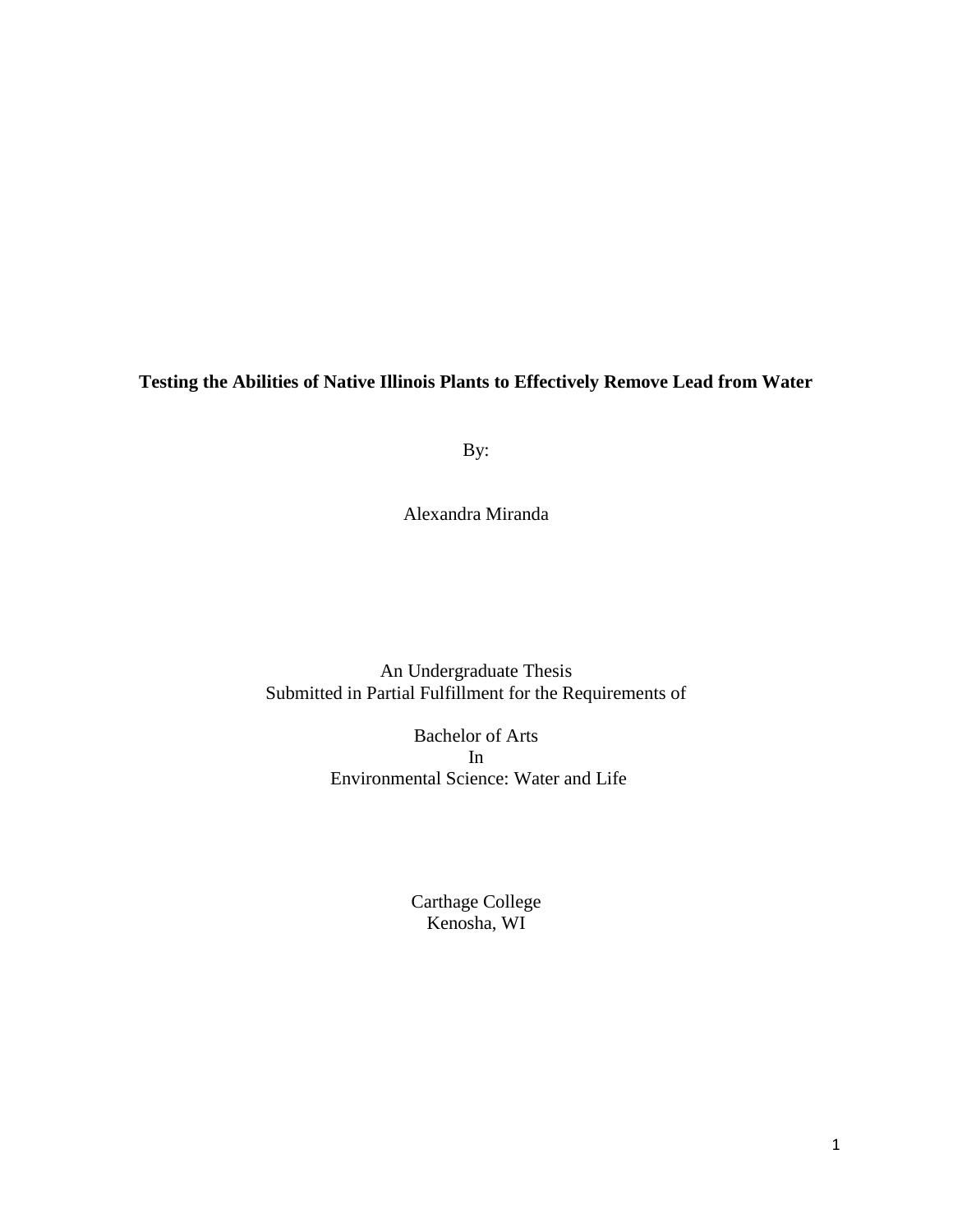**Testing the Abilities of Native Illinois Plants to Effectively Remove Lead from Water**

By:

Alexandra Miranda

An Undergraduate Thesis
Submitted in Partial Fulfillment for the Requirements of

Bachelor of Arts
In
Environmental Science: Water and Life

Carthage College
Kenosha, WI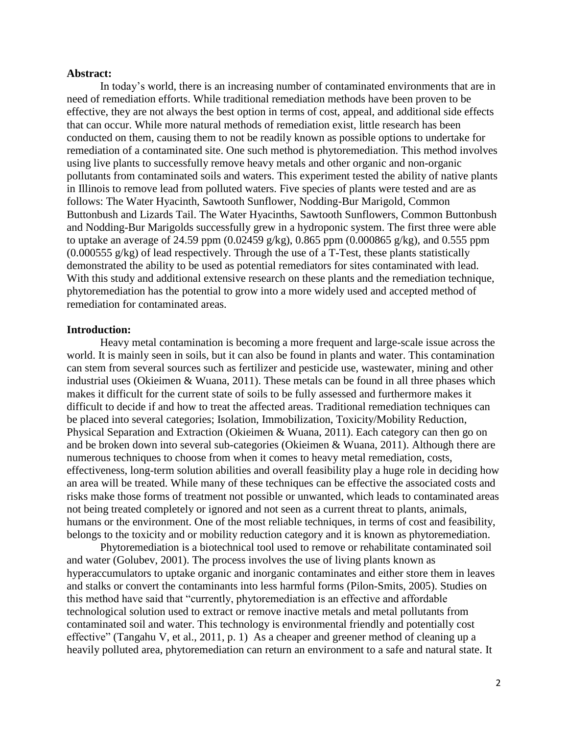**Abstract:**

In today's world, there is an increasing number of contaminated environments that are in need of remediation efforts. While traditional remediation methods have been proven to be effective, they are not always the best option in terms of cost, appeal, and additional side effects that can occur. While more natural methods of remediation exist, little research has been conducted on them, causing them to not be readily known as possible options to undertake for remediation of a contaminated site. One such method is phytoremediation. This method involves using live plants to successfully remove heavy metals and other organic and non-organic pollutants from contaminated soils and waters. This experiment tested the ability of native plants in Illinois to remove lead from polluted waters. Five species of plants were tested and are as follows: The Water Hyacinth, Sawtooth Sunflower, Nodding-Bur Marigold, Common Buttonbush and Lizards Tail. The Water Hyacinths, Sawtooth Sunflowers, Common Buttonbush and Nodding-Bur Marigolds successfully grew in a hydroponic system. The first three were able to uptake an average of 24.59 ppm (0.02459 g/kg), 0.865 ppm (0.000865 g/kg), and 0.555 ppm (0.000555 g/kg) of lead respectively. Through the use of a T-Test, these plants statistically demonstrated the ability to be used as potential remediators for sites contaminated with lead. With this study and additional extensive research on these plants and the remediation technique, phytoremediation has the potential to grow into a more widely used and accepted method of remediation for contaminated areas.

**Introduction:**

Heavy metal contamination is becoming a more frequent and large-scale issue across the world. It is mainly seen in soils, but it can also be found in plants and water. This contamination can stem from several sources such as fertilizer and pesticide use, wastewater, mining and other industrial uses (Okieimen & Wuana, 2011). These metals can be found in all three phases which makes it difficult for the current state of soils to be fully assessed and furthermore makes it difficult to decide if and how to treat the affected areas. Traditional remediation techniques can be placed into several categories; Isolation, Immobilization, Toxicity/Mobility Reduction, Physical Separation and Extraction (Okieimen & Wuana, 2011). Each category can then go on and be broken down into several sub-categories (Okieimen & Wuana, 2011). Although there are numerous techniques to choose from when it comes to heavy metal remediation, costs, effectiveness, long-term solution abilities and overall feasibility play a huge role in deciding how an area will be treated. While many of these techniques can be effective the associated costs and risks make those forms of treatment not possible or unwanted, which leads to contaminated areas not being treated completely or ignored and not seen as a current threat to plants, animals, humans or the environment. One of the most reliable techniques, in terms of cost and feasibility, belongs to the toxicity and or mobility reduction category and it is known as phytoremediation.

Phytoremediation is a biotechnical tool used to remove or rehabilitate contaminated soil and water (Golubev, 2001). The process involves the use of living plants known as hyperaccumulators to uptake organic and inorganic contaminates and either store them in leaves and stalks or convert the contaminants into less harmful forms (Pilon-Smits, 2005). Studies on this method have said that "currently, phytoremediation is an effective and affordable technological solution used to extract or remove inactive metals and metal pollutants from contaminated soil and water. This technology is environmental friendly and potentially cost effective" (Tangahu V, et al., 2011, p. 1) As a cheaper and greener method of cleaning up a heavily polluted area, phytoremediation can return an environment to a safe and natural state. It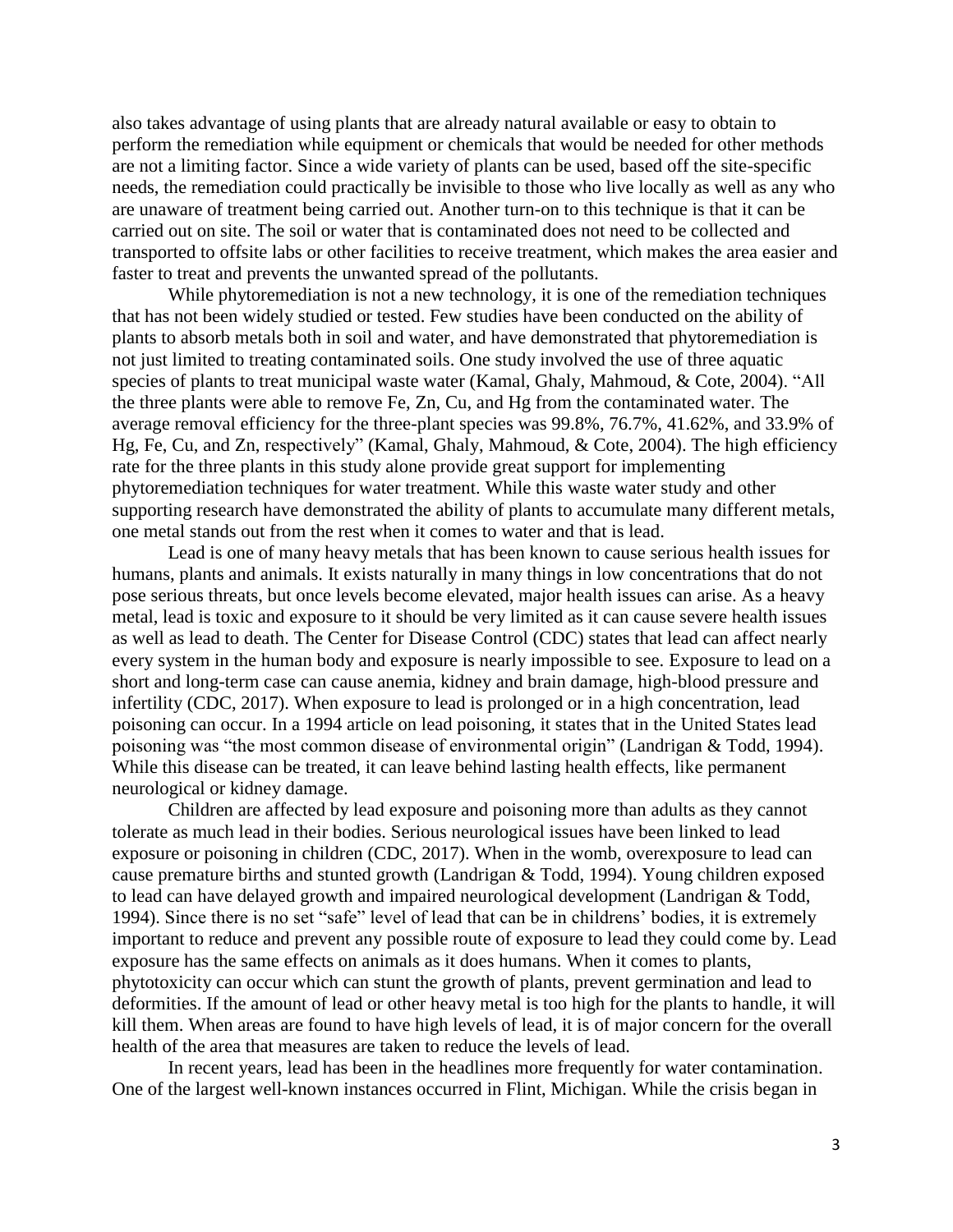also takes advantage of using plants that are already natural available or easy to obtain to perform the remediation while equipment or chemicals that would be needed for other methods are not a limiting factor. Since a wide variety of plants can be used, based off the site-specific needs, the remediation could practically be invisible to those who live locally as well as any who are unaware of treatment being carried out. Another turn-on to this technique is that it can be carried out on site. The soil or water that is contaminated does not need to be collected and transported to offsite labs or other facilities to receive treatment, which makes the area easier and faster to treat and prevents the unwanted spread of the pollutants.

While phytoremediation is not a new technology, it is one of the remediation techniques that has not been widely studied or tested. Few studies have been conducted on the ability of plants to absorb metals both in soil and water, and have demonstrated that phytoremediation is not just limited to treating contaminated soils. One study involved the use of three aquatic species of plants to treat municipal waste water (Kamal, Ghaly, Mahmoud, & Cote, 2004). "All the three plants were able to remove Fe, Zn, Cu, and Hg from the contaminated water. The average removal efficiency for the three-plant species was 99.8%, 76.7%, 41.62%, and 33.9% of Hg, Fe, Cu, and Zn, respectively" (Kamal, Ghaly, Mahmoud, & Cote, 2004). The high efficiency rate for the three plants in this study alone provide great support for implementing phytoremediation techniques for water treatment. While this waste water study and other supporting research have demonstrated the ability of plants to accumulate many different metals, one metal stands out from the rest when it comes to water and that is lead.

Lead is one of many heavy metals that has been known to cause serious health issues for humans, plants and animals. It exists naturally in many things in low concentrations that do not pose serious threats, but once levels become elevated, major health issues can arise. As a heavy metal, lead is toxic and exposure to it should be very limited as it can cause severe health issues as well as lead to death. The Center for Disease Control (CDC) states that lead can affect nearly every system in the human body and exposure is nearly impossible to see. Exposure to lead on a short and long-term case can cause anemia, kidney and brain damage, high-blood pressure and infertility (CDC, 2017). When exposure to lead is prolonged or in a high concentration, lead poisoning can occur. In a 1994 article on lead poisoning, it states that in the United States lead poisoning was "the most common disease of environmental origin" (Landrigan & Todd, 1994). While this disease can be treated, it can leave behind lasting health effects, like permanent neurological or kidney damage.

Children are affected by lead exposure and poisoning more than adults as they cannot tolerate as much lead in their bodies. Serious neurological issues have been linked to lead exposure or poisoning in children (CDC, 2017). When in the womb, overexposure to lead can cause premature births and stunted growth (Landrigan & Todd, 1994). Young children exposed to lead can have delayed growth and impaired neurological development (Landrigan & Todd, 1994). Since there is no set "safe" level of lead that can be in childrens' bodies, it is extremely important to reduce and prevent any possible route of exposure to lead they could come by. Lead exposure has the same effects on animals as it does humans. When it comes to plants, phytotoxicity can occur which can stunt the growth of plants, prevent germination and lead to deformities. If the amount of lead or other heavy metal is too high for the plants to handle, it will kill them. When areas are found to have high levels of lead, it is of major concern for the overall health of the area that measures are taken to reduce the levels of lead.

In recent years, lead has been in the headlines more frequently for water contamination. One of the largest well-known instances occurred in Flint, Michigan. While the crisis began in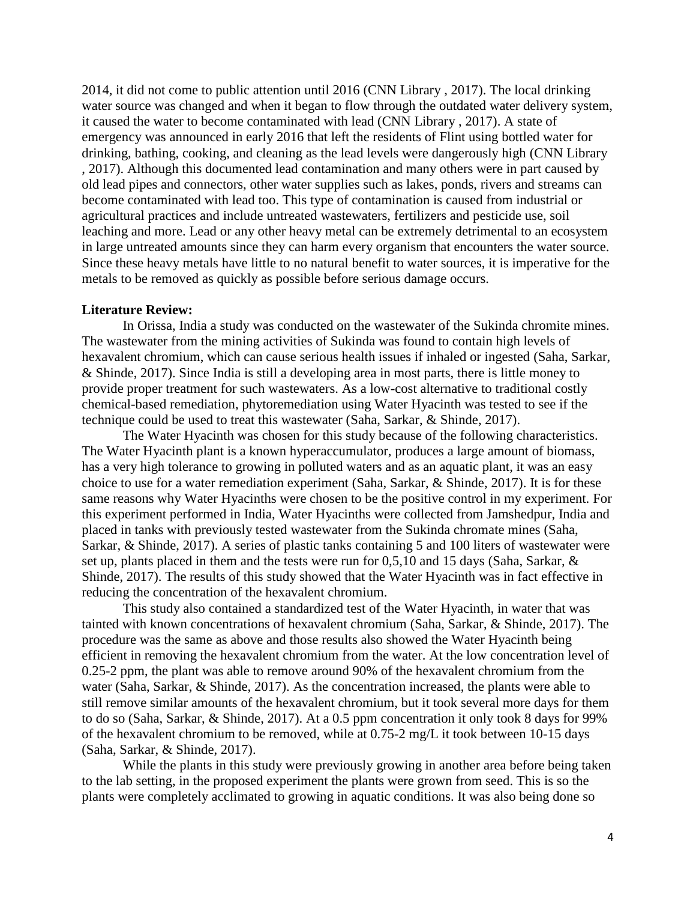2014, it did not come to public attention until 2016 (CNN Library , 2017). The local drinking water source was changed and when it began to flow through the outdated water delivery system, it caused the water to become contaminated with lead (CNN Library , 2017). A state of emergency was announced in early 2016 that left the residents of Flint using bottled water for drinking, bathing, cooking, and cleaning as the lead levels were dangerously high (CNN Library , 2017). Although this documented lead contamination and many others were in part caused by old lead pipes and connectors, other water supplies such as lakes, ponds, rivers and streams can become contaminated with lead too. This type of contamination is caused from industrial or agricultural practices and include untreated wastewaters, fertilizers and pesticide use, soil leaching and more. Lead or any other heavy metal can be extremely detrimental to an ecosystem in large untreated amounts since they can harm every organism that encounters the water source. Since these heavy metals have little to no natural benefit to water sources, it is imperative for the metals to be removed as quickly as possible before serious damage occurs.

**Literature Review:**

In Orissa, India a study was conducted on the wastewater of the Sukinda chromite mines. The wastewater from the mining activities of Sukinda was found to contain high levels of hexavalent chromium, which can cause serious health issues if inhaled or ingested (Saha, Sarkar, & Shinde, 2017). Since India is still a developing area in most parts, there is little money to provide proper treatment for such wastewaters. As a low-cost alternative to traditional costly chemical-based remediation, phytoremediation using Water Hyacinth was tested to see if the technique could be used to treat this wastewater (Saha, Sarkar, & Shinde, 2017).

The Water Hyacinth was chosen for this study because of the following characteristics. The Water Hyacinth plant is a known hyperaccumulator, produces a large amount of biomass, has a very high tolerance to growing in polluted waters and as an aquatic plant, it was an easy choice to use for a water remediation experiment (Saha, Sarkar, & Shinde, 2017). It is for these same reasons why Water Hyacinths were chosen to be the positive control in my experiment. For this experiment performed in India, Water Hyacinths were collected from Jamshedpur, India and placed in tanks with previously tested wastewater from the Sukinda chromate mines (Saha, Sarkar, & Shinde, 2017). A series of plastic tanks containing 5 and 100 liters of wastewater were set up, plants placed in them and the tests were run for 0,5,10 and 15 days (Saha, Sarkar, & Shinde, 2017). The results of this study showed that the Water Hyacinth was in fact effective in reducing the concentration of the hexavalent chromium.

This study also contained a standardized test of the Water Hyacinth, in water that was tainted with known concentrations of hexavalent chromium (Saha, Sarkar, & Shinde, 2017). The procedure was the same as above and those results also showed the Water Hyacinth being efficient in removing the hexavalent chromium from the water. At the low concentration level of 0.25-2 ppm, the plant was able to remove around 90% of the hexavalent chromium from the water (Saha, Sarkar, & Shinde, 2017). As the concentration increased, the plants were able to still remove similar amounts of the hexavalent chromium, but it took several more days for them to do so (Saha, Sarkar, & Shinde, 2017). At a 0.5 ppm concentration it only took 8 days for 99% of the hexavalent chromium to be removed, while at 0.75-2 mg/L it took between 10-15 days (Saha, Sarkar, & Shinde, 2017).

While the plants in this study were previously growing in another area before being taken to the lab setting, in the proposed experiment the plants were grown from seed. This is so the plants were completely acclimated to growing in aquatic conditions. It was also being done so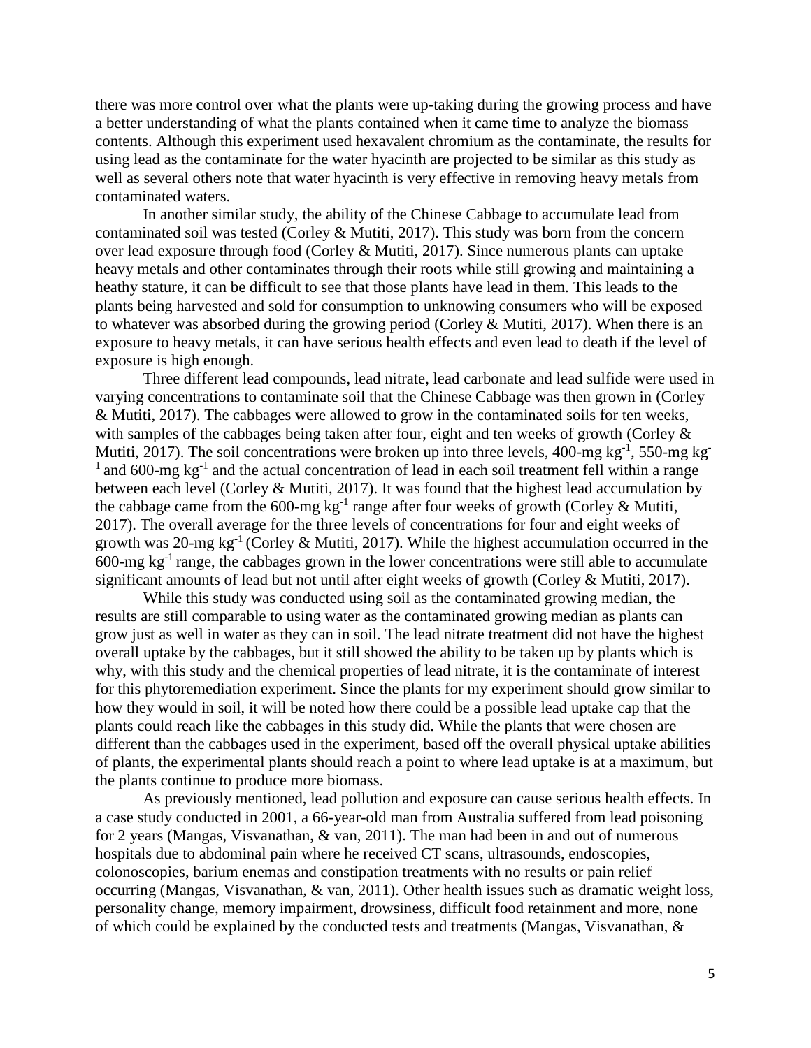there was more control over what the plants were up-taking during the growing process and have a better understanding of what the plants contained when it came time to analyze the biomass contents. Although this experiment used hexavalent chromium as the contaminate, the results for using lead as the contaminate for the water hyacinth are projected to be similar as this study as well as several others note that water hyacinth is very effective in removing heavy metals from contaminated waters.

In another similar study, the ability of the Chinese Cabbage to accumulate lead from contaminated soil was tested (Corley & Mutiti, 2017). This study was born from the concern over lead exposure through food (Corley & Mutiti, 2017). Since numerous plants can uptake heavy metals and other contaminates through their roots while still growing and maintaining a heathy stature, it can be difficult to see that those plants have lead in them. This leads to the plants being harvested and sold for consumption to unknowing consumers who will be exposed to whatever was absorbed during the growing period (Corley & Mutiti, 2017). When there is an exposure to heavy metals, it can have serious health effects and even lead to death if the level of exposure is high enough.

Three different lead compounds, lead nitrate, lead carbonate and lead sulfide were used in varying concentrations to contaminate soil that the Chinese Cabbage was then grown in (Corley & Mutiti, 2017). The cabbages were allowed to grow in the contaminated soils for ten weeks, with samples of the cabbages being taken after four, eight and ten weeks of growth (Corley & Mutiti, 2017). The soil concentrations were broken up into three levels, 400-mg $kg^{-1}$, 550-mg $kg^{-1}$ and 600-mg $kg^{-1}$ and the actual concentration of lead in each soil treatment fell within a range between each level (Corley & Mutiti, 2017). It was found that the highest lead accumulation by the cabbage came from the 600-mg $kg^{-1}$ range after four weeks of growth (Corley & Mutiti, 2017). The overall average for the three levels of concentrations for four and eight weeks of growth was 20-mg $kg^{-1}$ (Corley & Mutiti, 2017). While the highest accumulation occurred in the 600-mg $kg^{-1}$ range, the cabbages grown in the lower concentrations were still able to accumulate significant amounts of lead but not until after eight weeks of growth (Corley & Mutiti, 2017).

While this study was conducted using soil as the contaminated growing median, the results are still comparable to using water as the contaminated growing median as plants can grow just as well in water as they can in soil. The lead nitrate treatment did not have the highest overall uptake by the cabbages, but it still showed the ability to be taken up by plants which is why, with this study and the chemical properties of lead nitrate, it is the contaminate of interest for this phytoremediation experiment. Since the plants for my experiment should grow similar to how they would in soil, it will be noted how there could be a possible lead uptake cap that the plants could reach like the cabbages in this study did. While the plants that were chosen are different than the cabbages used in the experiment, based off the overall physical uptake abilities of plants, the experimental plants should reach a point to where lead uptake is at a maximum, but the plants continue to produce more biomass.

As previously mentioned, lead pollution and exposure can cause serious health effects. In a case study conducted in 2001, a 66-year-old man from Australia suffered from lead poisoning for 2 years (Mangas, Visvanathan, & van, 2011). The man had been in and out of numerous hospitals due to abdominal pain where he received CT scans, ultrasounds, endoscopies, colonoscopies, barium enemas and constipation treatments with no results or pain relief occurring (Mangas, Visvanathan, & van, 2011). Other health issues such as dramatic weight loss, personality change, memory impairment, drowsiness, difficult food retainment and more, none of which could be explained by the conducted tests and treatments (Mangas, Visvanathan, &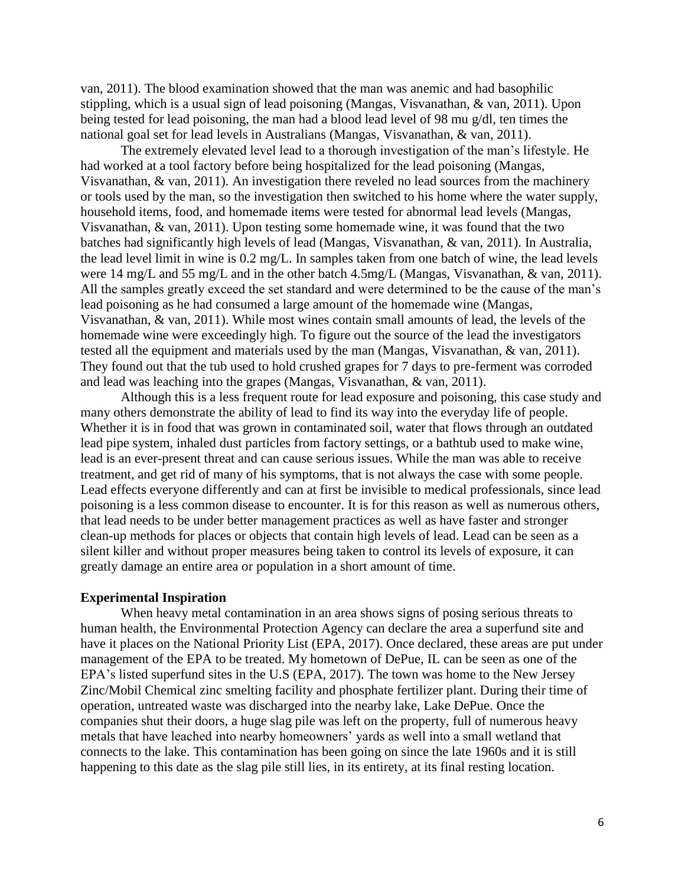van, 2011). The blood examination showed that the man was anemic and had basophilic stippling, which is a usual sign of lead poisoning (Mangas, Visvanathan, & van, 2011). Upon being tested for lead poisoning, the man had a blood lead level of 98 mu g/dl, ten times the national goal set for lead levels in Australians (Mangas, Visvanathan, & van, 2011).

The extremely elevated level lead to a thorough investigation of the man's lifestyle. He had worked at a tool factory before being hospitalized for the lead poisoning (Mangas, Visvanathan, & van, 2011). An investigation there reveled no lead sources from the machinery or tools used by the man, so the investigation then switched to his home where the water supply, household items, food, and homemade items were tested for abnormal lead levels (Mangas, Visvanathan, & van, 2011). Upon testing some homemade wine, it was found that the two batches had significantly high levels of lead (Mangas, Visvanathan, & van, 2011). In Australia, the lead level limit in wine is 0.2 mg/L. In samples taken from one batch of wine, the lead levels were 14 mg/L and 55 mg/L and in the other batch 4.5mg/L (Mangas, Visvanathan, & van, 2011). All the samples greatly exceed the set standard and were determined to be the cause of the man's lead poisoning as he had consumed a large amount of the homemade wine (Mangas, Visvanathan, & van, 2011). While most wines contain small amounts of lead, the levels of the homemade wine were exceedingly high. To figure out the source of the lead the investigators tested all the equipment and materials used by the man (Mangas, Visvanathan, & van, 2011). They found out that the tub used to hold crushed grapes for 7 days to pre-ferment was corroded and lead was leaching into the grapes (Mangas, Visvanathan, & van, 2011).

Although this is a less frequent route for lead exposure and poisoning, this case study and many others demonstrate the ability of lead to find its way into the everyday life of people. Whether it is in food that was grown in contaminated soil, water that flows through an outdated lead pipe system, inhaled dust particles from factory settings, or a bathtub used to make wine, lead is an ever-present threat and can cause serious issues. While the man was able to receive treatment, and get rid of many of his symptoms, that is not always the case with some people. Lead effects everyone differently and can at first be invisible to medical professionals, since lead poisoning is a less common disease to encounter. It is for this reason as well as numerous others, that lead needs to be under better management practices as well as have faster and stronger clean-up methods for places or objects that contain high levels of lead. Lead can be seen as a silent killer and without proper measures being taken to control its levels of exposure, it can greatly damage an entire area or population in a short amount of time.

### Experimental Inspiration

When heavy metal contamination in an area shows signs of posing serious threats to human health, the Environmental Protection Agency can declare the area a superfund site and have it places on the National Priority List (EPA, 2017). Once declared, these areas are put under management of the EPA to be treated. My hometown of DePue, IL can be seen as one of the EPA's listed superfund sites in the U.S (EPA, 2017). The town was home to the New Jersey Zinc/Mobil Chemical zinc smelting facility and phosphate fertilizer plant. During their time of operation, untreated waste was discharged into the nearby lake, Lake DePue. Once the companies shut their doors, a huge slag pile was left on the property, full of numerous heavy metals that have leached into nearby homeowners' yards as well into a small wetland that connects to the lake. This contamination has been going on since the late 1960s and it is still happening to this date as the slag pile still lies, in its entirety, at its final resting location.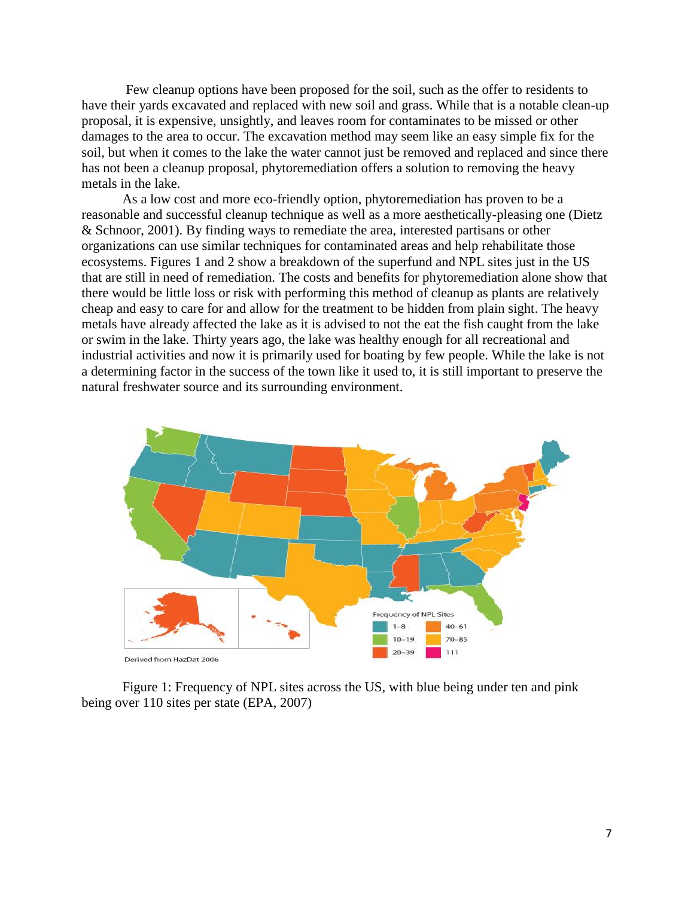Few cleanup options have been proposed for the soil, such as the offer to residents to have their yards excavated and replaced with new soil and grass. While that is a notable clean-up proposal, it is expensive, unsightly, and leaves room for contaminates to be missed or other damages to the area to occur. The excavation method may seem like an easy simple fix for the soil, but when it comes to the lake the water cannot just be removed and replaced and since there has not been a cleanup proposal, phytoremediation offers a solution to removing the heavy metals in the lake.

As a low cost and more eco-friendly option, phytoremediation has proven to be a reasonable and successful cleanup technique as well as a more aesthetically-pleasing one (Dietz & Schnoor, 2001). By finding ways to remediate the area, interested partisans or other organizations can use similar techniques for contaminated areas and help rehabilitate those ecosystems. Figures 1 and 2 show a breakdown of the superfund and NPL sites just in the US that are still in need of remediation. The costs and benefits for phytoremediation alone show that there would be little loss or risk with performing this method of cleanup as plants are relatively cheap and easy to care for and allow for the treatment to be hidden from plain sight. The heavy metals have already affected the lake as it is advised to not the eat the fish caught from the lake or swim in the lake. Thirty years ago, the lake was healthy enough for all recreational and industrial activities and now it is primarily used for boating by few people. While the lake is not a determining factor in the success of the town like it used to, it is still important to preserve the natural freshwater source and its surrounding environment.

Frequency of NPL Sites: 1–8; 10–19; 20–39; 40–61; 70–85; 111

Derived from HazDat 2006

Figure 1: Frequency of NPL sites across the US, with blue being under ten and pink being over 110 sites per state (EPA, 2007)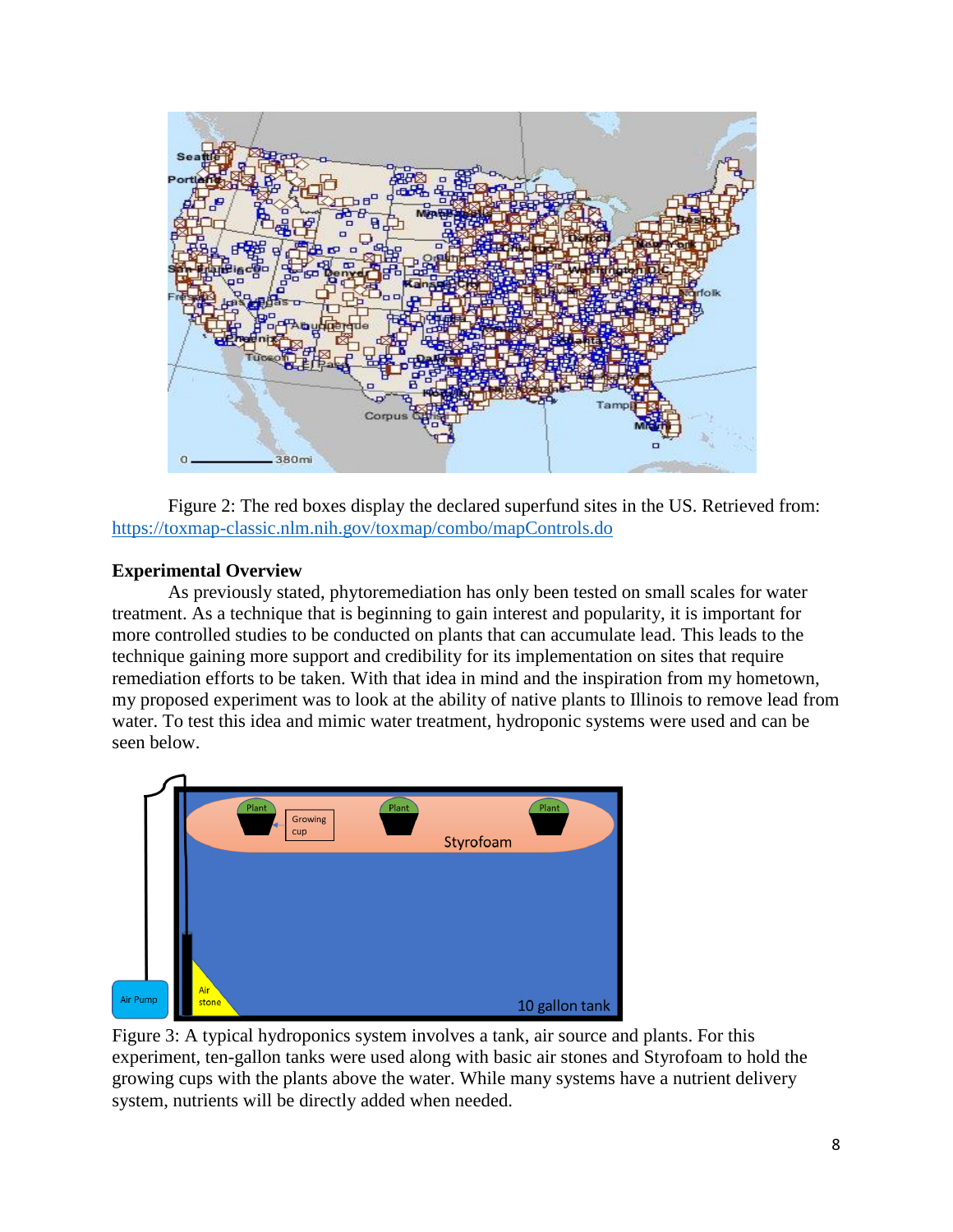Figure 2: The red boxes display the declared superfund sites in the US. Retrieved from: https://toxmap-classic.nlm.nih.gov/toxmap/combo/mapControls.do

**Experimental Overview**

As previously stated, phytoremediation has only been tested on small scales for water treatment. As a technique that is beginning to gain interest and popularity, it is important for more controlled studies to be conducted on plants that can accumulate lead. This leads to the technique gaining more support and credibility for its implementation on sites that require remediation efforts to be taken. With that idea in mind and the inspiration from my hometown, my proposed experiment was to look at the ability of native plants to Illinois to remove lead from water. To test this idea and mimic water treatment, hydroponic systems were used and can be seen below.

Figure 3: A typical hydroponics system involves a tank, air source and plants. For this experiment, ten-gallon tanks were used along with basic air stones and Styrofoam to hold the growing cups with the plants above the water. While many systems have a nutrient delivery system, nutrients will be directly added when needed.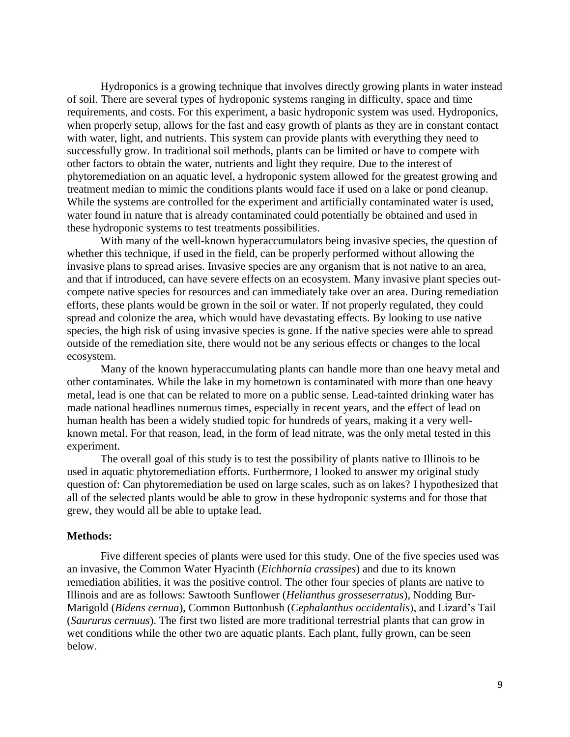Hydroponics is a growing technique that involves directly growing plants in water instead of soil. There are several types of hydroponic systems ranging in difficulty, space and time requirements, and costs. For this experiment, a basic hydroponic system was used. Hydroponics, when properly setup, allows for the fast and easy growth of plants as they are in constant contact with water, light, and nutrients. This system can provide plants with everything they need to successfully grow. In traditional soil methods, plants can be limited or have to compete with other factors to obtain the water, nutrients and light they require. Due to the interest of phytoremediation on an aquatic level, a hydroponic system allowed for the greatest growing and treatment median to mimic the conditions plants would face if used on a lake or pond cleanup. While the systems are controlled for the experiment and artificially contaminated water is used, water found in nature that is already contaminated could potentially be obtained and used in these hydroponic systems to test treatments possibilities.

With many of the well-known hyperaccumulators being invasive species, the question of whether this technique, if used in the field, can be properly performed without allowing the invasive plans to spread arises. Invasive species are any organism that is not native to an area, and that if introduced, can have severe effects on an ecosystem. Many invasive plant species out-compete native species for resources and can immediately take over an area. During remediation efforts, these plants would be grown in the soil or water. If not properly regulated, they could spread and colonize the area, which would have devastating effects. By looking to use native species, the high risk of using invasive species is gone. If the native species were able to spread outside of the remediation site, there would not be any serious effects or changes to the local ecosystem.

Many of the known hyperaccumulating plants can handle more than one heavy metal and other contaminates. While the lake in my hometown is contaminated with more than one heavy metal, lead is one that can be related to more on a public sense. Lead-tainted drinking water has made national headlines numerous times, especially in recent years, and the effect of lead on human health has been a widely studied topic for hundreds of years, making it a very well-known metal. For that reason, lead, in the form of lead nitrate, was the only metal tested in this experiment.

The overall goal of this study is to test the possibility of plants native to Illinois to be used in aquatic phytoremediation efforts. Furthermore, I looked to answer my original study question of: Can phytoremediation be used on large scales, such as on lakes? I hypothesized that all of the selected plants would be able to grow in these hydroponic systems and for those that grew, they would all be able to uptake lead.

**Methods:**

Five different species of plants were used for this study. One of the five species used was an invasive, the Common Water Hyacinth (*Eichhornia crassipes*) and due to its known remediation abilities, it was the positive control. The other four species of plants are native to Illinois and are as follows: Sawtooth Sunflower (*Helianthus grosseserratus*), Nodding Bur-Marigold (*Bidens cernua*), Common Buttonbush (*Cephalanthus occidentalis*), and Lizard's Tail (*Saururus cernuus*). The first two listed are more traditional terrestrial plants that can grow in wet conditions while the other two are aquatic plants. Each plant, fully grown, can be seen below.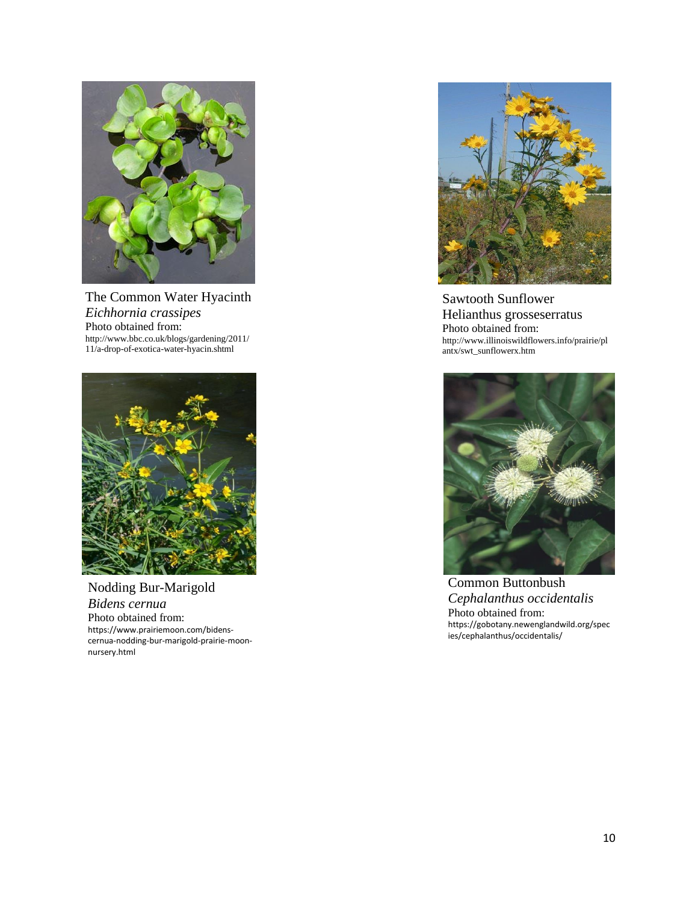The Common Water Hyacinth
*Eichhornia crassipes*
Photo obtained from:
http://www.bbc.co.uk/blogs/gardening/2011/11/a-drop-of-exotica-water-hyacin.shtml

Sawtooth Sunflower
Helianthus grosseserratus
Photo obtained from:
http://www.illinoiswildflowers.info/prairie/plantx/swt_sunflowerx.htm

Nodding Bur-Marigold
*Bidens cernua*
Photo obtained from:
https://www.prairiemoon.com/bidens-cernua-nodding-bur-marigold-prairie-moon-nursery.html

Common Buttonbush
*Cephalanthus occidentalis*
Photo obtained from:
https://gobotany.newenglandwild.org/species/cephalanthus/occidentalis/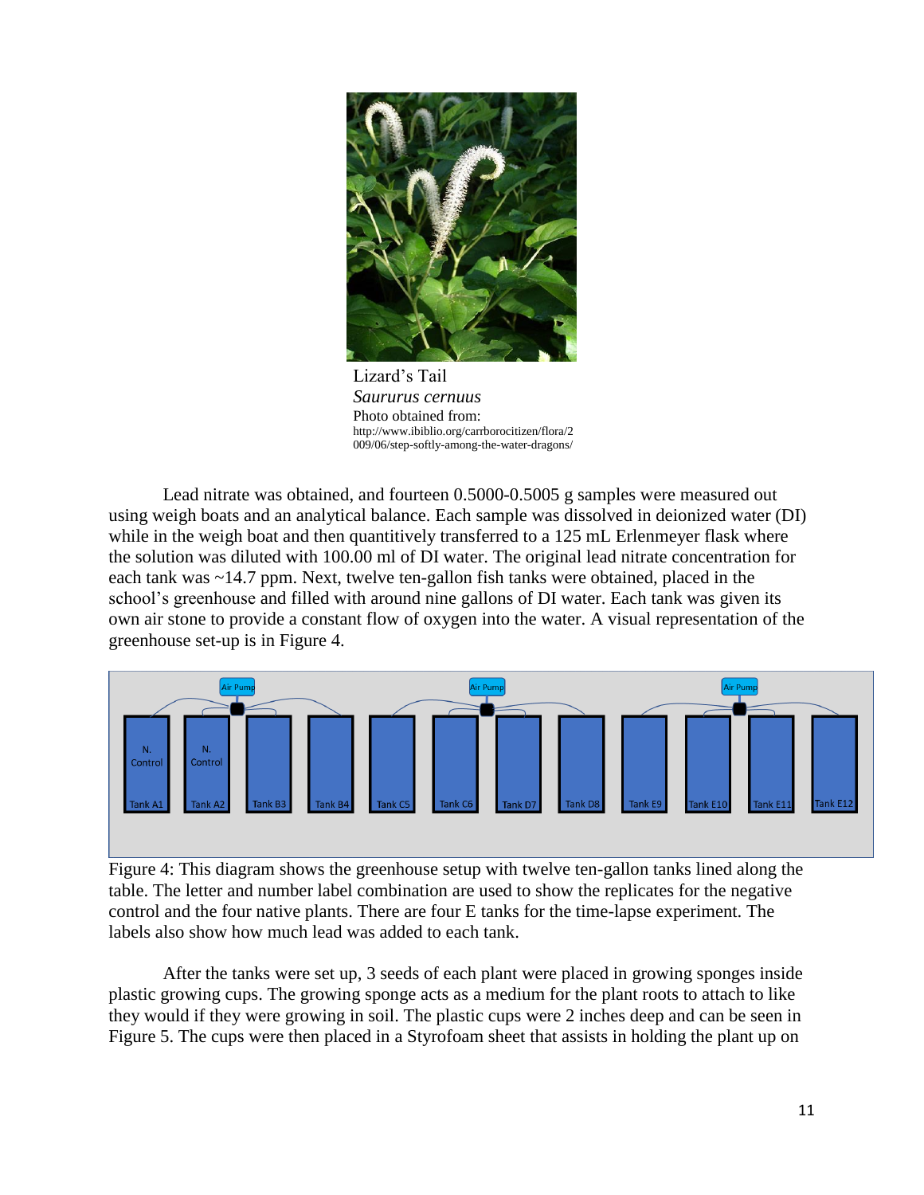Lizard's Tail
*Saururus cernuus*
Photo obtained from:
http://www.ibiblio.org/carrborocitizen/flora/2009/06/step-softly-among-the-water-dragons/

Lead nitrate was obtained, and fourteen 0.5000-0.5005 g samples were measured out using weigh boats and an analytical balance. Each sample was dissolved in deionized water (DI) while in the weigh boat and then quantitively transferred to a 125 mL Erlenmeyer flask where the solution was diluted with 100.00 ml of DI water. The original lead nitrate concentration for each tank was ~14.7 ppm. Next, twelve ten-gallon fish tanks were obtained, placed in the school's greenhouse and filled with around nine gallons of DI water. Each tank was given its own air stone to provide a constant flow of oxygen into the water. A visual representation of the greenhouse set-up is in Figure 4.

Figure 4: This diagram shows the greenhouse setup with twelve ten-gallon tanks lined along the table. The letter and number label combination are used to show the replicates for the negative control and the four native plants. There are four E tanks for the time-lapse experiment. The labels also show how much lead was added to each tank.

After the tanks were set up, 3 seeds of each plant were placed in growing sponges inside plastic growing cups. The growing sponge acts as a medium for the plant roots to attach to like they would if they were growing in soil. The plastic cups were 2 inches deep and can be seen in Figure 5. The cups were then placed in a Styrofoam sheet that assists in holding the plant up on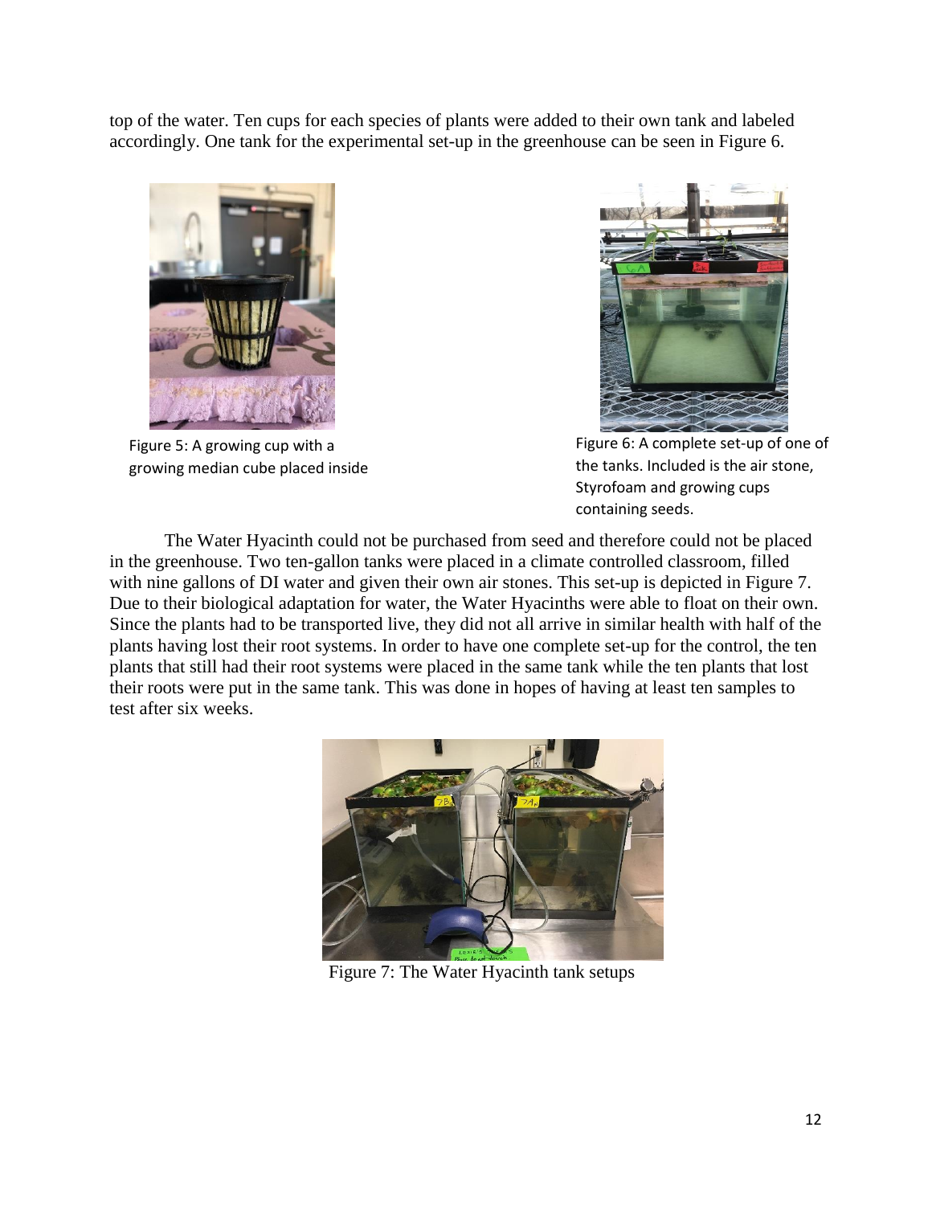top of the water. Ten cups for each species of plants were added to their own tank and labeled accordingly. One tank for the experimental set-up in the greenhouse can be seen in Figure 6.

Figure 5: A growing cup with a growing median cube placed inside

Figure 6: A complete set-up of one of the tanks. Included is the air stone, Styrofoam and growing cups containing seeds.

The Water Hyacinth could not be purchased from seed and therefore could not be placed in the greenhouse. Two ten-gallon tanks were placed in a climate controlled classroom, filled with nine gallons of DI water and given their own air stones. This set-up is depicted in Figure 7. Due to their biological adaptation for water, the Water Hyacinths were able to float on their own. Since the plants had to be transported live, they did not all arrive in similar health with half of the plants having lost their root systems. In order to have one complete set-up for the control, the ten plants that still had their root systems were placed in the same tank while the ten plants that lost their roots were put in the same tank. This was done in hopes of having at least ten samples to test after six weeks.

Figure 7: The Water Hyacinth tank setups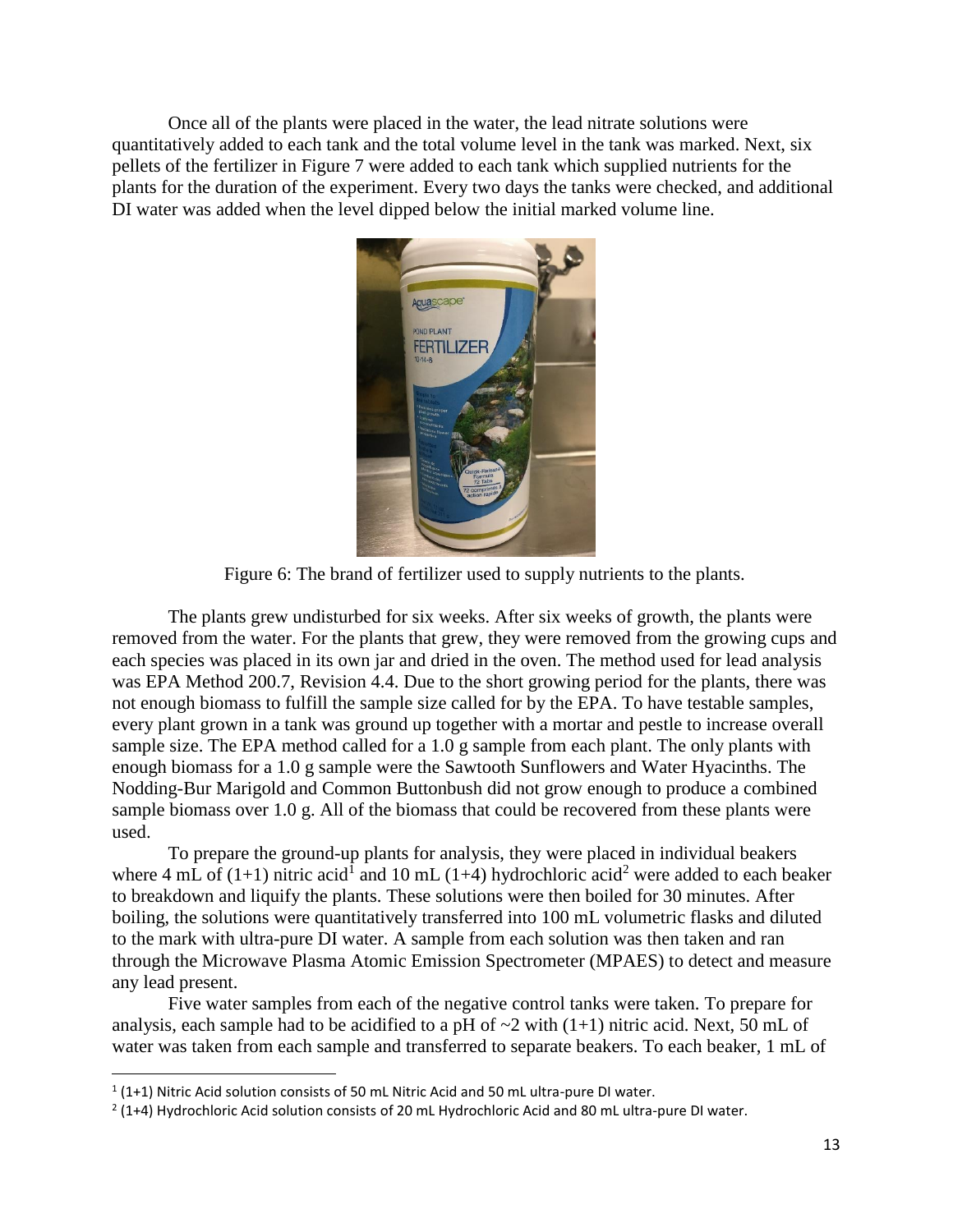Once all of the plants were placed in the water, the lead nitrate solutions were quantitatively added to each tank and the total volume level in the tank was marked. Next, six pellets of the fertilizer in Figure 7 were added to each tank which supplied nutrients for the plants for the duration of the experiment. Every two days the tanks were checked, and additional DI water was added when the level dipped below the initial marked volume line.

Figure 6: The brand of fertilizer used to supply nutrients to the plants.

The plants grew undisturbed for six weeks. After six weeks of growth, the plants were removed from the water. For the plants that grew, they were removed from the growing cups and each species was placed in its own jar and dried in the oven. The method used for lead analysis was EPA Method 200.7, Revision 4.4. Due to the short growing period for the plants, there was not enough biomass to fulfill the sample size called for by the EPA. To have testable samples, every plant grown in a tank was ground up together with a mortar and pestle to increase overall sample size. The EPA method called for a 1.0 g sample from each plant. The only plants with enough biomass for a 1.0 g sample were the Sawtooth Sunflowers and Water Hyacinths. The Nodding-Bur Marigold and Common Buttonbush did not grow enough to produce a combined sample biomass over 1.0 g. All of the biomass that could be recovered from these plants were used.

To prepare the ground-up plants for analysis, they were placed in individual beakers where 4 mL of (1+1) nitric acid[1] and 10 mL (1+4) hydrochloric acid[2] were added to each beaker to breakdown and liquify the plants. These solutions were then boiled for 30 minutes. After boiling, the solutions were quantitatively transferred into 100 mL volumetric flasks and diluted to the mark with ultra-pure DI water. A sample from each solution was then taken and ran through the Microwave Plasma Atomic Emission Spectrometer (MPAES) to detect and measure any lead present.

Five water samples from each of the negative control tanks were taken. To prepare for analysis, each sample had to be acidified to a pH of ~2 with (1+1) nitric acid. Next, 50 mL of water was taken from each sample and transferred to separate beakers. To each beaker, 1 mL of

[1] (1+1) Nitric Acid solution consists of 50 mL Nitric Acid and 50 mL ultra-pure DI water.

[2] (1+4) Hydrochloric Acid solution consists of 20 mL Hydrochloric Acid and 80 mL ultra-pure DI water.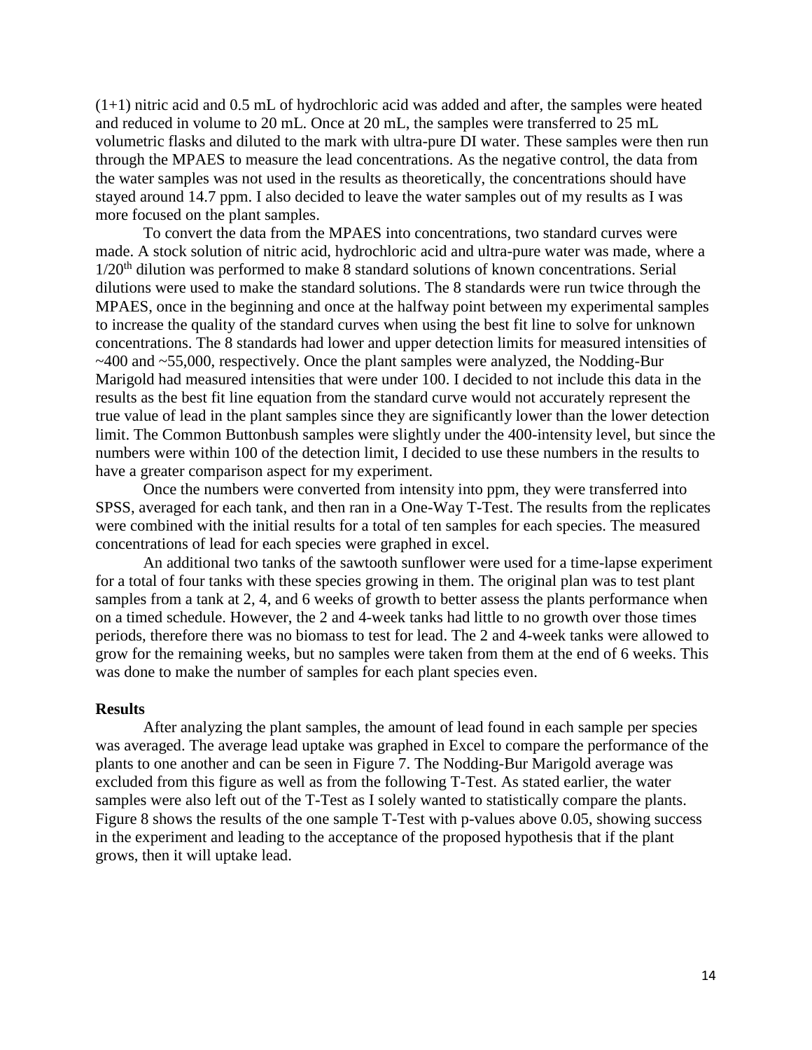(1+1) nitric acid and 0.5 mL of hydrochloric acid was added and after, the samples were heated and reduced in volume to 20 mL. Once at 20 mL, the samples were transferred to 25 mL volumetric flasks and diluted to the mark with ultra-pure DI water. These samples were then run through the MPAES to measure the lead concentrations. As the negative control, the data from the water samples was not used in the results as theoretically, the concentrations should have stayed around 14.7 ppm. I also decided to leave the water samples out of my results as I was more focused on the plant samples.

To convert the data from the MPAES into concentrations, two standard curves were made. A stock solution of nitric acid, hydrochloric acid and ultra-pure water was made, where a $1/20^{th}$ dilution was performed to make 8 standard solutions of known concentrations. Serial dilutions were used to make the standard solutions. The 8 standards were run twice through the MPAES, once in the beginning and once at the halfway point between my experimental samples to increase the quality of the standard curves when using the best fit line to solve for unknown concentrations. The 8 standards had lower and upper detection limits for measured intensities of ~400 and ~55,000, respectively. Once the plant samples were analyzed, the Nodding-Bur Marigold had measured intensities that were under 100. I decided to not include this data in the results as the best fit line equation from the standard curve would not accurately represent the true value of lead in the plant samples since they are significantly lower than the lower detection limit. The Common Buttonbush samples were slightly under the 400-intensity level, but since the numbers were within 100 of the detection limit, I decided to use these numbers in the results to have a greater comparison aspect for my experiment.

Once the numbers were converted from intensity into ppm, they were transferred into SPSS, averaged for each tank, and then ran in a One-Way T-Test. The results from the replicates were combined with the initial results for a total of ten samples for each species. The measured concentrations of lead for each species were graphed in excel.

An additional two tanks of the sawtooth sunflower were used for a time-lapse experiment for a total of four tanks with these species growing in them. The original plan was to test plant samples from a tank at 2, 4, and 6 weeks of growth to better assess the plants performance when on a timed schedule. However, the 2 and 4-week tanks had little to no growth over those times periods, therefore there was no biomass to test for lead. The 2 and 4-week tanks were allowed to grow for the remaining weeks, but no samples were taken from them at the end of 6 weeks. This was done to make the number of samples for each plant species even.

## Results

After analyzing the plant samples, the amount of lead found in each sample per species was averaged. The average lead uptake was graphed in Excel to compare the performance of the plants to one another and can be seen in Figure 7. The Nodding-Bur Marigold average was excluded from this figure as well as from the following T-Test. As stated earlier, the water samples were also left out of the T-Test as I solely wanted to statistically compare the plants. Figure 8 shows the results of the one sample T-Test with p-values above 0.05, showing success in the experiment and leading to the acceptance of the proposed hypothesis that if the plant grows, then it will uptake lead.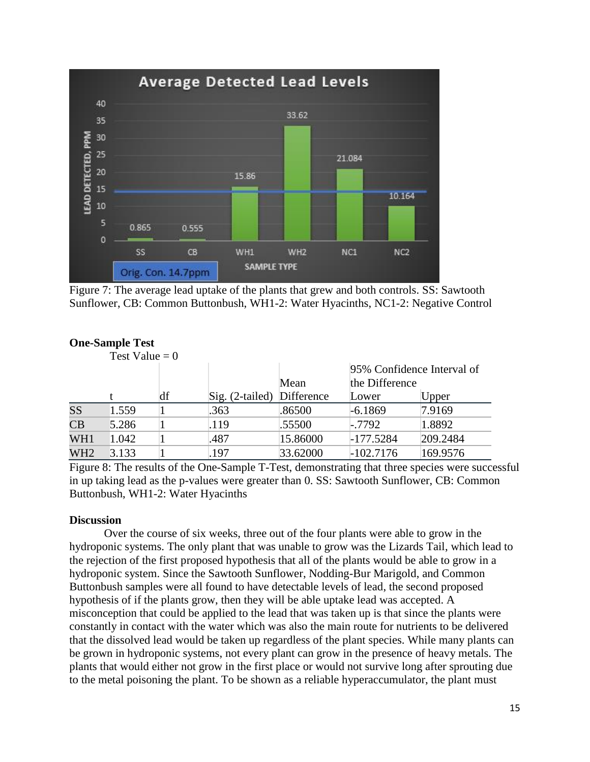Figure 7: The average lead uptake of the plants that grew and both controls. SS: Sawtooth Sunflower, CB: Common Buttonbush, WH1-2: Water Hyacinths, NC1-2: Negative Control

**One-Sample Test**

Test Value = 0

| | t | df | Sig. (2-tailed) | Mean Difference | 95% Confidence Interval of the Difference | |
|---|---|---|---|---|---|---|
| | | | | | Lower | Upper |
| SS | 1.559 | 1 | .363 | .86500 | -6.1869 | 7.9169 |
| CB | 5.286 | 1 | .119 | .55500 | -.7792 | 1.8892 |
| WH1 | 1.042 | 1 | .487 | 15.86000 | -177.5284 | 209.2484 |
| WH2 | 3.133 | 1 | .197 | 33.62000 | -102.7176 | 169.9576 |

Figure 8: The results of the One-Sample T-Test, demonstrating that three species were successful in up taking lead as the p-values were greater than 0. SS: Sawtooth Sunflower, CB: Common Buttonbush, WH1-2: Water Hyacinths

**Discussion**

Over the course of six weeks, three out of the four plants were able to grow in the hydroponic systems. The only plant that was unable to grow was the Lizards Tail, which lead to the rejection of the first proposed hypothesis that all of the plants would be able to grow in a hydroponic system. Since the Sawtooth Sunflower, Nodding-Bur Marigold, and Common Buttonbush samples were all found to have detectable levels of lead, the second proposed hypothesis of if the plants grow, then they will be able uptake lead was accepted. A misconception that could be applied to the lead that was taken up is that since the plants were constantly in contact with the water which was also the main route for nutrients to be delivered that the dissolved lead would be taken up regardless of the plant species. While many plants can be grown in hydroponic systems, not every plant can grow in the presence of heavy metals. The plants that would either not grow in the first place or would not survive long after sprouting due to the metal poisoning the plant. To be shown as a reliable hyperaccumulator, the plant must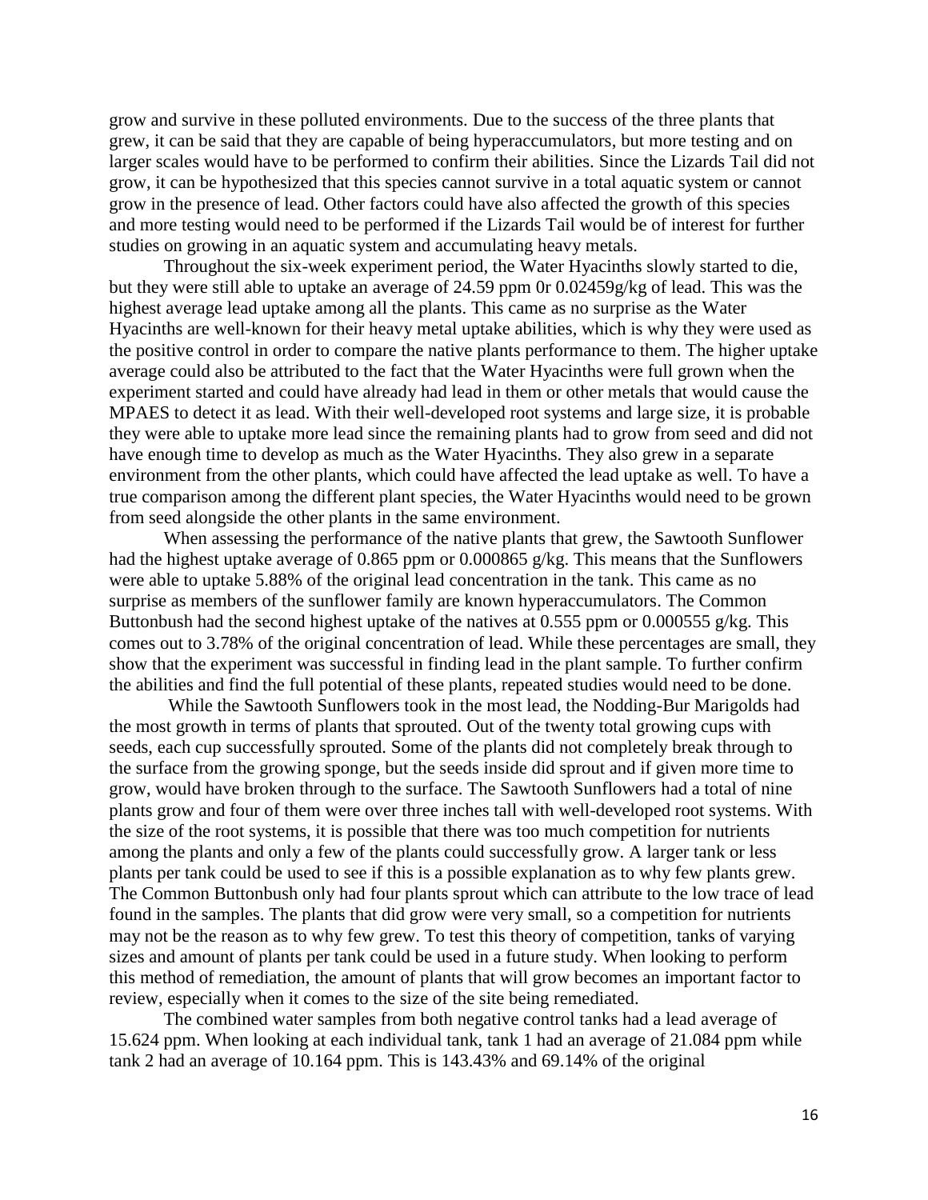grow and survive in these polluted environments. Due to the success of the three plants that grew, it can be said that they are capable of being hyperaccumulators, but more testing and on larger scales would have to be performed to confirm their abilities. Since the Lizards Tail did not grow, it can be hypothesized that this species cannot survive in a total aquatic system or cannot grow in the presence of lead. Other factors could have also affected the growth of this species and more testing would need to be performed if the Lizards Tail would be of interest for further studies on growing in an aquatic system and accumulating heavy metals.

Throughout the six-week experiment period, the Water Hyacinths slowly started to die, but they were still able to uptake an average of 24.59 ppm 0r 0.02459g/kg of lead. This was the highest average lead uptake among all the plants. This came as no surprise as the Water Hyacinths are well-known for their heavy metal uptake abilities, which is why they were used as the positive control in order to compare the native plants performance to them. The higher uptake average could also be attributed to the fact that the Water Hyacinths were full grown when the experiment started and could have already had lead in them or other metals that would cause the MPAES to detect it as lead. With their well-developed root systems and large size, it is probable they were able to uptake more lead since the remaining plants had to grow from seed and did not have enough time to develop as much as the Water Hyacinths. They also grew in a separate environment from the other plants, which could have affected the lead uptake as well. To have a true comparison among the different plant species, the Water Hyacinths would need to be grown from seed alongside the other plants in the same environment.

When assessing the performance of the native plants that grew, the Sawtooth Sunflower had the highest uptake average of 0.865 ppm or 0.000865 g/kg. This means that the Sunflowers were able to uptake 5.88% of the original lead concentration in the tank. This came as no surprise as members of the sunflower family are known hyperaccumulators. The Common Buttonbush had the second highest uptake of the natives at 0.555 ppm or 0.000555 g/kg. This comes out to 3.78% of the original concentration of lead. While these percentages are small, they show that the experiment was successful in finding lead in the plant sample. To further confirm the abilities and find the full potential of these plants, repeated studies would need to be done.

While the Sawtooth Sunflowers took in the most lead, the Nodding-Bur Marigolds had the most growth in terms of plants that sprouted. Out of the twenty total growing cups with seeds, each cup successfully sprouted. Some of the plants did not completely break through to the surface from the growing sponge, but the seeds inside did sprout and if given more time to grow, would have broken through to the surface. The Sawtooth Sunflowers had a total of nine plants grow and four of them were over three inches tall with well-developed root systems. With the size of the root systems, it is possible that there was too much competition for nutrients among the plants and only a few of the plants could successfully grow. A larger tank or less plants per tank could be used to see if this is a possible explanation as to why few plants grew. The Common Buttonbush only had four plants sprout which can attribute to the low trace of lead found in the samples. The plants that did grow were very small, so a competition for nutrients may not be the reason as to why few grew. To test this theory of competition, tanks of varying sizes and amount of plants per tank could be used in a future study. When looking to perform this method of remediation, the amount of plants that will grow becomes an important factor to review, especially when it comes to the size of the site being remediated.

The combined water samples from both negative control tanks had a lead average of 15.624 ppm. When looking at each individual tank, tank 1 had an average of 21.084 ppm while tank 2 had an average of 10.164 ppm. This is 143.43% and 69.14% of the original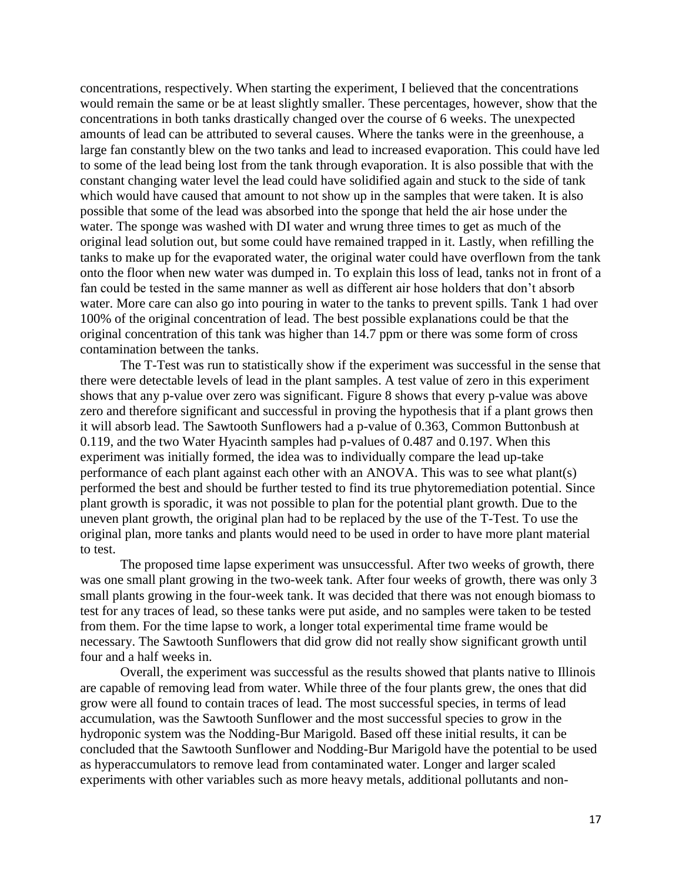concentrations, respectively. When starting the experiment, I believed that the concentrations would remain the same or be at least slightly smaller. These percentages, however, show that the concentrations in both tanks drastically changed over the course of 6 weeks. The unexpected amounts of lead can be attributed to several causes. Where the tanks were in the greenhouse, a large fan constantly blew on the two tanks and lead to increased evaporation. This could have led to some of the lead being lost from the tank through evaporation. It is also possible that with the constant changing water level the lead could have solidified again and stuck to the side of tank which would have caused that amount to not show up in the samples that were taken. It is also possible that some of the lead was absorbed into the sponge that held the air hose under the water. The sponge was washed with DI water and wrung three times to get as much of the original lead solution out, but some could have remained trapped in it. Lastly, when refilling the tanks to make up for the evaporated water, the original water could have overflown from the tank onto the floor when new water was dumped in. To explain this loss of lead, tanks not in front of a fan could be tested in the same manner as well as different air hose holders that don't absorb water. More care can also go into pouring in water to the tanks to prevent spills. Tank 1 had over 100% of the original concentration of lead. The best possible explanations could be that the original concentration of this tank was higher than 14.7 ppm or there was some form of cross contamination between the tanks.

The T-Test was run to statistically show if the experiment was successful in the sense that there were detectable levels of lead in the plant samples. A test value of zero in this experiment shows that any p-value over zero was significant. Figure 8 shows that every p-value was above zero and therefore significant and successful in proving the hypothesis that if a plant grows then it will absorb lead. The Sawtooth Sunflowers had a p-value of 0.363, Common Buttonbush at 0.119, and the two Water Hyacinth samples had p-values of 0.487 and 0.197. When this experiment was initially formed, the idea was to individually compare the lead up-take performance of each plant against each other with an ANOVA. This was to see what plant(s) performed the best and should be further tested to find its true phytoremediation potential. Since plant growth is sporadic, it was not possible to plan for the potential plant growth. Due to the uneven plant growth, the original plan had to be replaced by the use of the T-Test. To use the original plan, more tanks and plants would need to be used in order to have more plant material to test.

The proposed time lapse experiment was unsuccessful. After two weeks of growth, there was one small plant growing in the two-week tank. After four weeks of growth, there was only 3 small plants growing in the four-week tank. It was decided that there was not enough biomass to test for any traces of lead, so these tanks were put aside, and no samples were taken to be tested from them. For the time lapse to work, a longer total experimental time frame would be necessary. The Sawtooth Sunflowers that did grow did not really show significant growth until four and a half weeks in.

Overall, the experiment was successful as the results showed that plants native to Illinois are capable of removing lead from water. While three of the four plants grew, the ones that did grow were all found to contain traces of lead. The most successful species, in terms of lead accumulation, was the Sawtooth Sunflower and the most successful species to grow in the hydroponic system was the Nodding-Bur Marigold. Based off these initial results, it can be concluded that the Sawtooth Sunflower and Nodding-Bur Marigold have the potential to be used as hyperaccumulators to remove lead from contaminated water. Longer and larger scaled experiments with other variables such as more heavy metals, additional pollutants and non-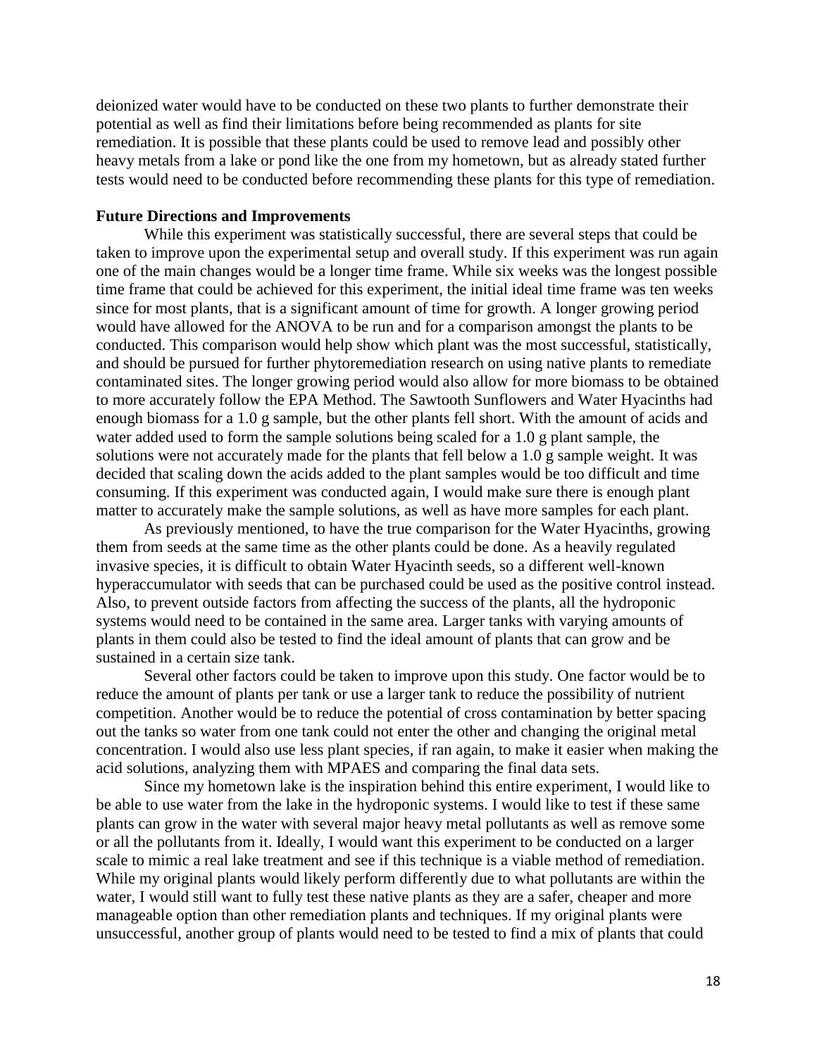deionized water would have to be conducted on these two plants to further demonstrate their potential as well as find their limitations before being recommended as plants for site remediation. It is possible that these plants could be used to remove lead and possibly other heavy metals from a lake or pond like the one from my hometown, but as already stated further tests would need to be conducted before recommending these plants for this type of remediation.

**Future Directions and Improvements**

While this experiment was statistically successful, there are several steps that could be taken to improve upon the experimental setup and overall study. If this experiment was run again one of the main changes would be a longer time frame. While six weeks was the longest possible time frame that could be achieved for this experiment, the initial ideal time frame was ten weeks since for most plants, that is a significant amount of time for growth. A longer growing period would have allowed for the ANOVA to be run and for a comparison amongst the plants to be conducted. This comparison would help show which plant was the most successful, statistically, and should be pursued for further phytoremediation research on using native plants to remediate contaminated sites. The longer growing period would also allow for more biomass to be obtained to more accurately follow the EPA Method. The Sawtooth Sunflowers and Water Hyacinths had enough biomass for a 1.0 g sample, but the other plants fell short. With the amount of acids and water added used to form the sample solutions being scaled for a 1.0 g plant sample, the solutions were not accurately made for the plants that fell below a 1.0 g sample weight. It was decided that scaling down the acids added to the plant samples would be too difficult and time consuming. If this experiment was conducted again, I would make sure there is enough plant matter to accurately make the sample solutions, as well as have more samples for each plant.

As previously mentioned, to have the true comparison for the Water Hyacinths, growing them from seeds at the same time as the other plants could be done. As a heavily regulated invasive species, it is difficult to obtain Water Hyacinth seeds, so a different well-known hyperaccumulator with seeds that can be purchased could be used as the positive control instead. Also, to prevent outside factors from affecting the success of the plants, all the hydroponic systems would need to be contained in the same area. Larger tanks with varying amounts of plants in them could also be tested to find the ideal amount of plants that can grow and be sustained in a certain size tank.

Several other factors could be taken to improve upon this study. One factor would be to reduce the amount of plants per tank or use a larger tank to reduce the possibility of nutrient competition. Another would be to reduce the potential of cross contamination by better spacing out the tanks so water from one tank could not enter the other and changing the original metal concentration. I would also use less plant species, if ran again, to make it easier when making the acid solutions, analyzing them with MPAES and comparing the final data sets.

Since my hometown lake is the inspiration behind this entire experiment, I would like to be able to use water from the lake in the hydroponic systems. I would like to test if these same plants can grow in the water with several major heavy metal pollutants as well as remove some or all the pollutants from it. Ideally, I would want this experiment to be conducted on a larger scale to mimic a real lake treatment and see if this technique is a viable method of remediation. While my original plants would likely perform differently due to what pollutants are within the water, I would still want to fully test these native plants as they are a safer, cheaper and more manageable option than other remediation plants and techniques. If my original plants were unsuccessful, another group of plants would need to be tested to find a mix of plants that could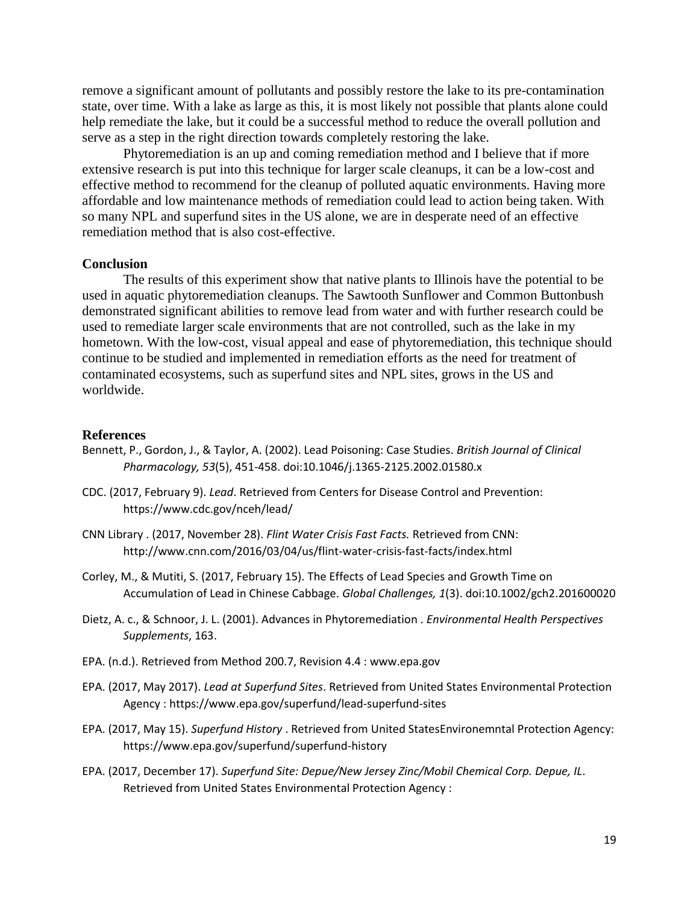remove a significant amount of pollutants and possibly restore the lake to its pre-contamination state, over time. With a lake as large as this, it is most likely not possible that plants alone could help remediate the lake, but it could be a successful method to reduce the overall pollution and serve as a step in the right direction towards completely restoring the lake.

Phytoremediation is an up and coming remediation method and I believe that if more extensive research is put into this technique for larger scale cleanups, it can be a low-cost and effective method to recommend for the cleanup of polluted aquatic environments. Having more affordable and low maintenance methods of remediation could lead to action being taken. With so many NPL and superfund sites in the US alone, we are in desperate need of an effective remediation method that is also cost-effective.

## Conclusion

The results of this experiment show that native plants to Illinois have the potential to be used in aquatic phytoremediation cleanups. The Sawtooth Sunflower and Common Buttonbush demonstrated significant abilities to remove lead from water and with further research could be used to remediate larger scale environments that are not controlled, such as the lake in my hometown. With the low-cost, visual appeal and ease of phytoremediation, this technique should continue to be studied and implemented in remediation efforts as the need for treatment of contaminated ecosystems, such as superfund sites and NPL sites, grows in the US and worldwide.

## References

Bennett, P., Gordon, J., & Taylor, A. (2002). Lead Poisoning: Case Studies. *British Journal of Clinical Pharmacology, 53*(5), 451-458. doi:10.1046/j.1365-2125.2002.01580.x

CDC. (2017, February 9). *Lead*. Retrieved from Centers for Disease Control and Prevention: https://www.cdc.gov/nceh/lead/

CNN Library . (2017, November 28). *Flint Water Crisis Fast Facts.* Retrieved from CNN: http://www.cnn.com/2016/03/04/us/flint-water-crisis-fast-facts/index.html

Corley, M., & Mutiti, S. (2017, February 15). The Effects of Lead Species and Growth Time on Accumulation of Lead in Chinese Cabbage. *Global Challenges, 1*(3). doi:10.1002/gch2.201600020

Dietz, A. c., & Schnoor, J. L. (2001). Advances in Phytoremediation . *Environmental Health Perspectives Supplements*, 163.

EPA. (n.d.). Retrieved from Method 200.7, Revision 4.4 : www.epa.gov

EPA. (2017, May 2017). *Lead at Superfund Sites*. Retrieved from United States Environmental Protection Agency : https://www.epa.gov/superfund/lead-superfund-sites

EPA. (2017, May 15). *Superfund History* . Retrieved from United StatesEnvironemntal Protection Agency: https://www.epa.gov/superfund/superfund-history

EPA. (2017, December 17). *Superfund Site: Depue/New Jersey Zinc/Mobil Chemical Corp. Depue, IL*. Retrieved from United States Environmental Protection Agency :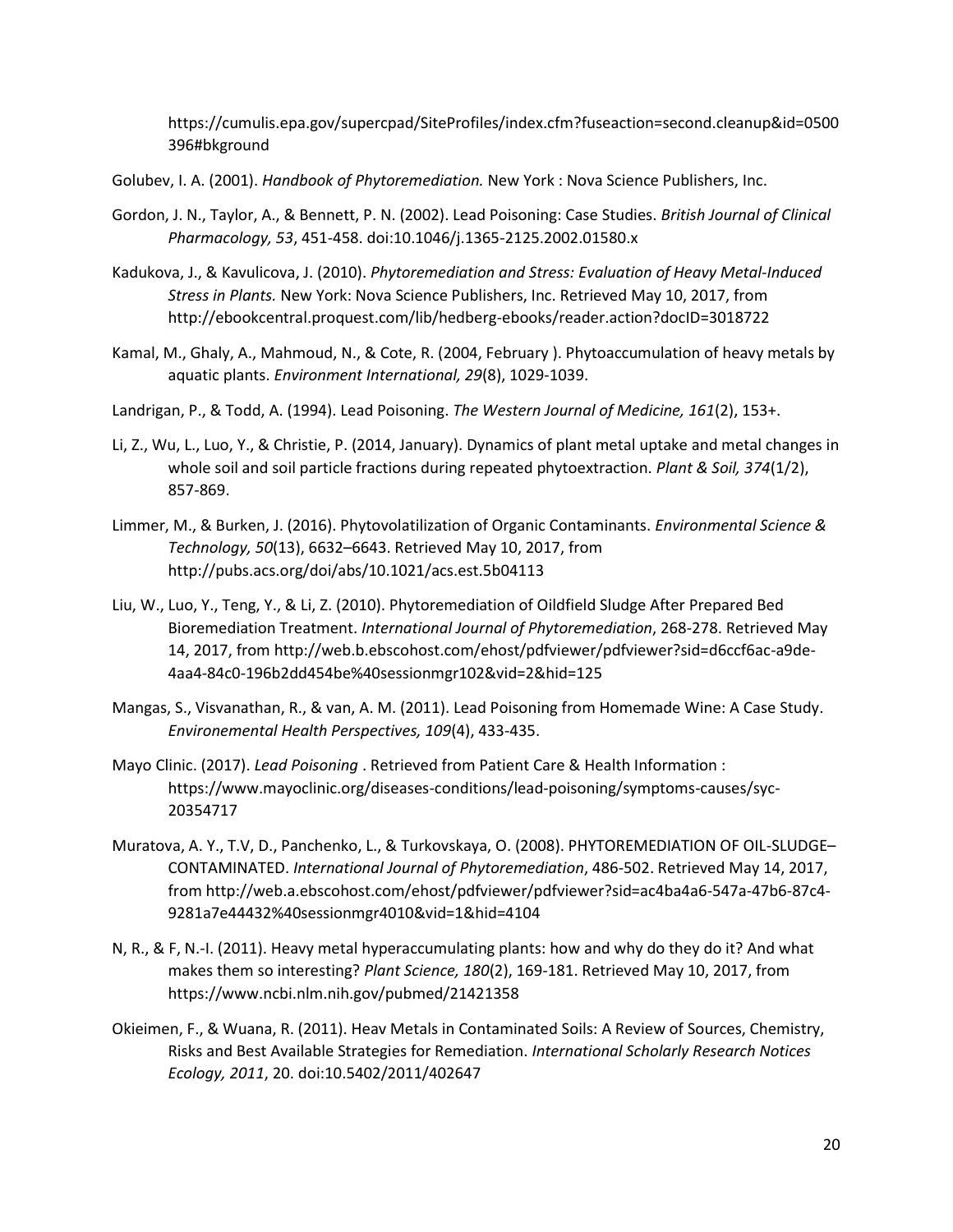https://cumulis.epa.gov/supercpad/SiteProfiles/index.cfm?fuseaction=second.cleanup&id=0500396#bkground

Golubev, I. A. (2001). *Handbook of Phytoremediation.* New York : Nova Science Publishers, Inc.

Gordon, J. N., Taylor, A., & Bennett, P. N. (2002). Lead Poisoning: Case Studies. *British Journal of Clinical Pharmacology, 53*, 451-458. doi:10.1046/j.1365-2125.2002.01580.x

Kadukova, J., & Kavulicova, J. (2010). *Phytoremediation and Stress: Evaluation of Heavy Metal-Induced Stress in Plants.* New York: Nova Science Publishers, Inc. Retrieved May 10, 2017, from http://ebookcentral.proquest.com/lib/hedberg-ebooks/reader.action?docID=3018722

Kamal, M., Ghaly, A., Mahmoud, N., & Cote, R. (2004, February ). Phytoaccumulation of heavy metals by aquatic plants. *Environment International, 29*(8), 1029-1039.

Landrigan, P., & Todd, A. (1994). Lead Poisoning. *The Western Journal of Medicine, 161*(2), 153+.

Li, Z., Wu, L., Luo, Y., & Christie, P. (2014, January). Dynamics of plant metal uptake and metal changes in whole soil and soil particle fractions during repeated phytoextraction. *Plant & Soil, 374*(1/2), 857-869.

Limmer, M., & Burken, J. (2016). Phytovolatilization of Organic Contaminants. *Environmental Science & Technology, 50*(13), 6632–6643. Retrieved May 10, 2017, from http://pubs.acs.org/doi/abs/10.1021/acs.est.5b04113

Liu, W., Luo, Y., Teng, Y., & Li, Z. (2010). Phytoremediation of Oildfield Sludge After Prepared Bed Bioremediation Treatment. *International Journal of Phytoremediation*, 268-278. Retrieved May 14, 2017, from http://web.b.ebscohost.com/ehost/pdfviewer/pdfviewer?sid=d6ccf6ac-a9de-4aa4-84c0-196b2dd454be%40sessionmgr102&vid=2&hid=125

Mangas, S., Visvanathan, R., & van, A. M. (2011). Lead Poisoning from Homemade Wine: A Case Study. *Environemental Health Perspectives, 109*(4), 433-435.

Mayo Clinic. (2017). *Lead Poisoning* . Retrieved from Patient Care & Health Information : https://www.mayoclinic.org/diseases-conditions/lead-poisoning/symptoms-causes/syc-20354717

Muratova, A. Y., T.V, D., Panchenko, L., & Turkovskaya, O. (2008). PHYTOREMEDIATION OF OIL-SLUDGE–CONTAMINATED. *International Journal of Phytoremediation*, 486-502. Retrieved May 14, 2017, from http://web.a.ebscohost.com/ehost/pdfviewer/pdfviewer?sid=ac4ba4a6-547a-47b6-87c4-9281a7e44432%40sessionmgr4010&vid=1&hid=4104

N, R., & F, N.-I. (2011). Heavy metal hyperaccumulating plants: how and why do they do it? And what makes them so interesting? *Plant Science, 180*(2), 169-181. Retrieved May 10, 2017, from https://www.ncbi.nlm.nih.gov/pubmed/21421358

Okieimen, F., & Wuana, R. (2011). Heav Metals in Contaminated Soils: A Review of Sources, Chemistry, Risks and Best Available Strategies for Remediation. *International Scholarly Research Notices Ecology, 2011*, 20. doi:10.5402/2011/402647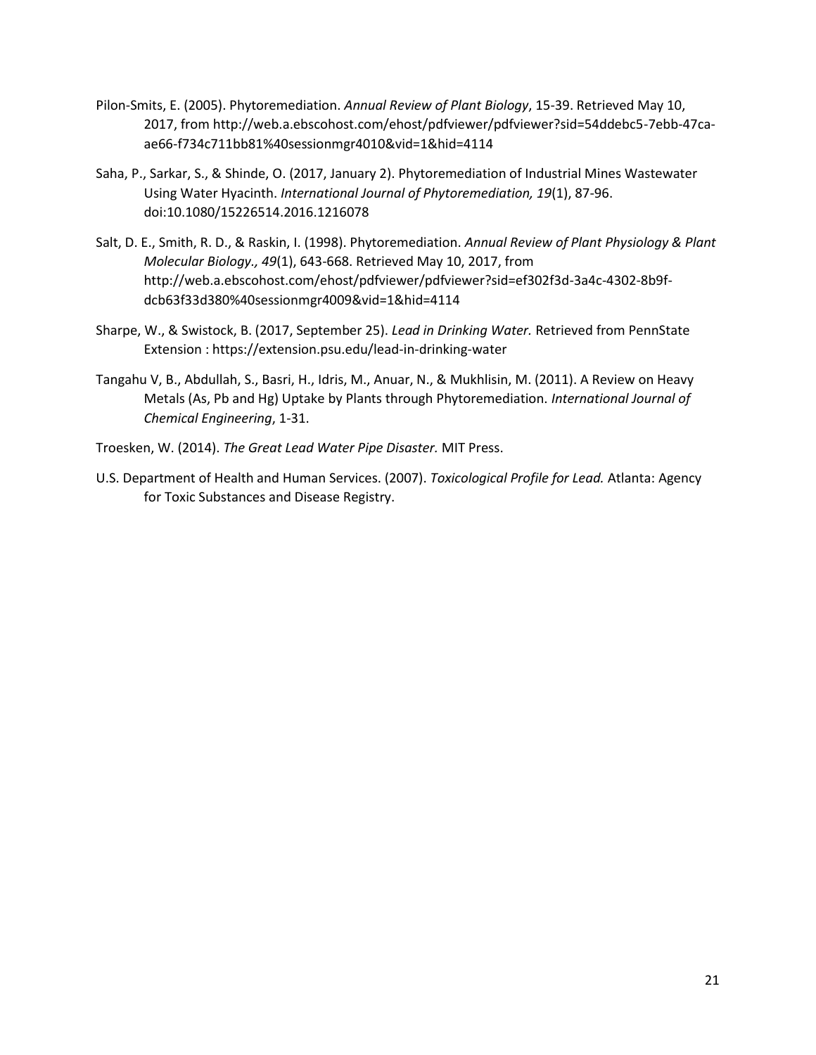Pilon-Smits, E. (2005). Phytoremediation. *Annual Review of Plant Biology*, 15-39. Retrieved May 10, 2017, from http://web.a.ebscohost.com/ehost/pdfviewer/pdfviewer?sid=54ddebc5-7ebb-47ca-ae66-f734c711bb81%40sessionmgr4010&vid=1&hid=4114

Saha, P., Sarkar, S., & Shinde, O. (2017, January 2). Phytoremediation of Industrial Mines Wastewater Using Water Hyacinth. *International Journal of Phytoremediation, 19*(1), 87-96. doi:10.1080/15226514.2016.1216078

Salt, D. E., Smith, R. D., & Raskin, I. (1998). Phytoremediation. *Annual Review of Plant Physiology & Plant Molecular Biology., 49*(1), 643-668. Retrieved May 10, 2017, from http://web.a.ebscohost.com/ehost/pdfviewer/pdfviewer?sid=ef302f3d-3a4c-4302-8b9f-dcb63f33d380%40sessionmgr4009&vid=1&hid=4114

Sharpe, W., & Swistock, B. (2017, September 25). *Lead in Drinking Water.* Retrieved from PennState Extension : https://extension.psu.edu/lead-in-drinking-water

Tangahu V, B., Abdullah, S., Basri, H., Idris, M., Anuar, N., & Mukhlisin, M. (2011). A Review on Heavy Metals (As, Pb and Hg) Uptake by Plants through Phytoremediation. *International Journal of Chemical Engineering*, 1-31.

Troesken, W. (2014). *The Great Lead Water Pipe Disaster.* MIT Press.

U.S. Department of Health and Human Services. (2007). *Toxicological Profile for Lead.* Atlanta: Agency for Toxic Substances and Disease Registry.